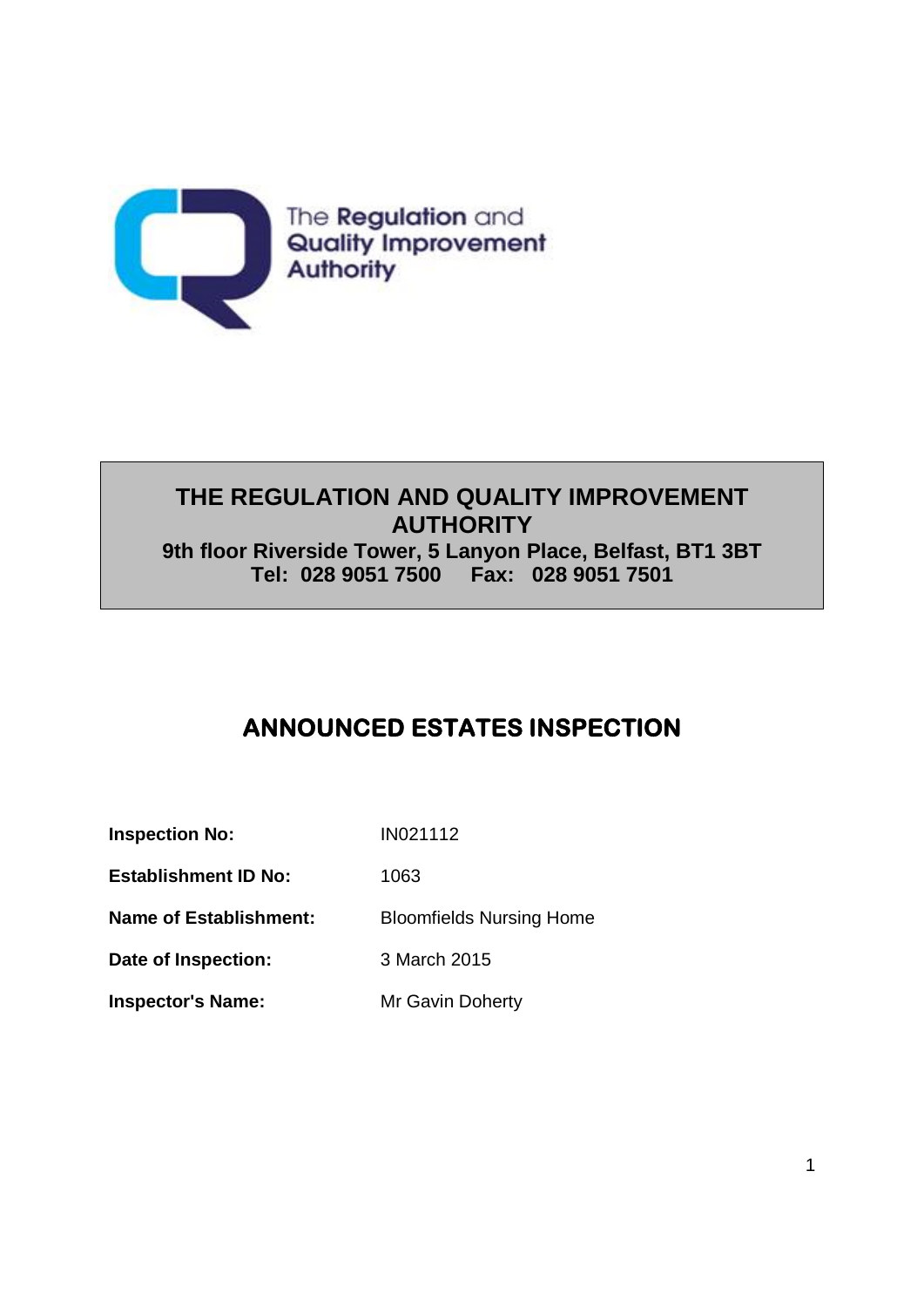The Regulation and Quality Improvement Authority

# THE REGULATION AND QUALITY IMPROVEMENT AUTHORITY

**9th floor Riverside Tower, 5 Lanyon Place, Belfast, BT1 3BT**
**Tel: 028 9051 7500 Fax: 028 9051 7501**

## ANNOUNCED ESTATES INSPECTION

| | |
|---|---|
| **Inspection No:** | IN021112 |
| **Establishment ID No:** | 1063 |
| **Name of Establishment:** | Bloomfields Nursing Home |
| **Date of Inspection:** | 3 March 2015 |
| **Inspector's Name:** | Mr Gavin Doherty |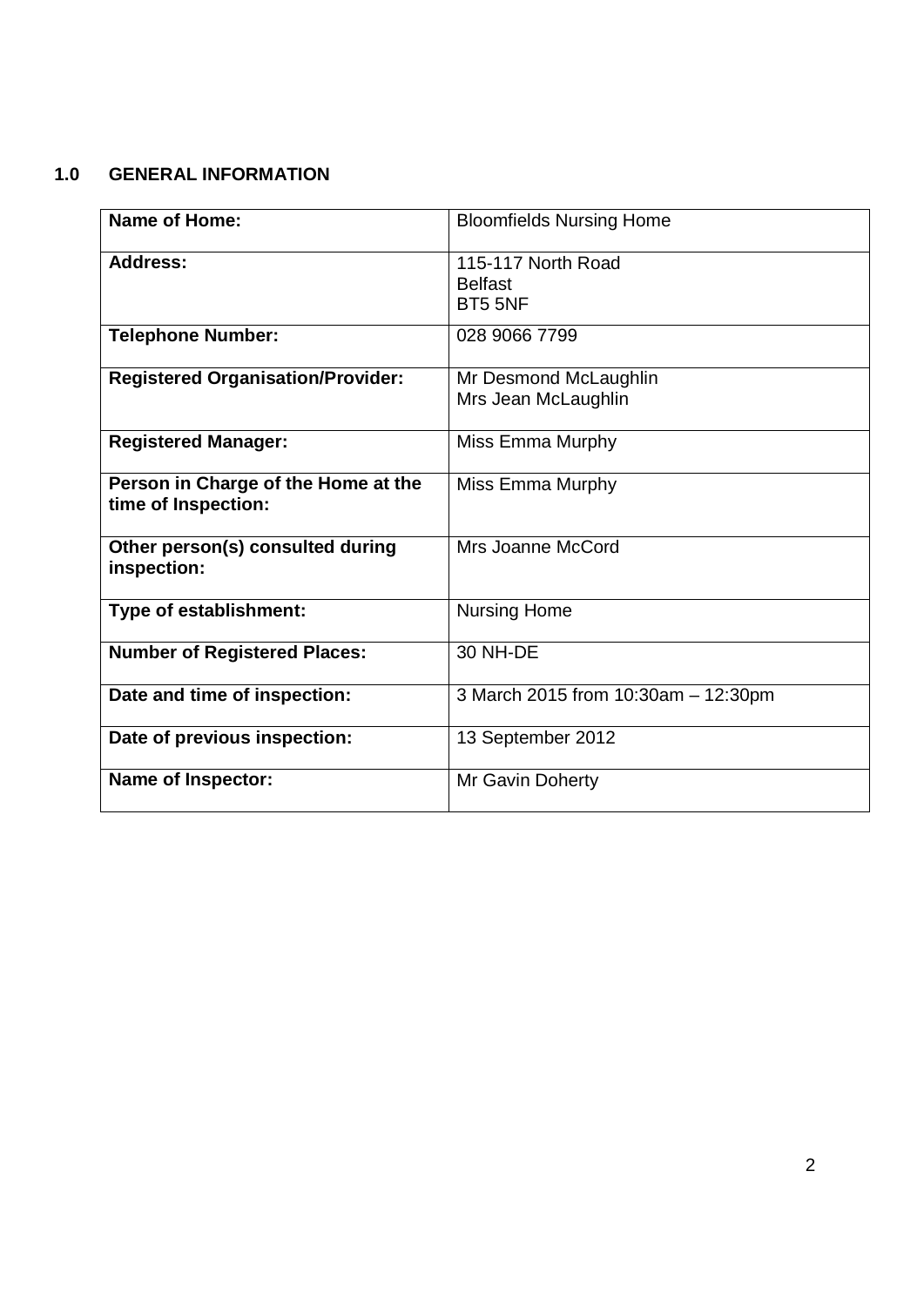## 1.0 GENERAL INFORMATION

| **Name of Home:** | Bloomfields Nursing Home |
|---|---|
| **Address:** | 115-117 North Road<br>Belfast<br>BT5 5NF |
| **Telephone Number:** | 028 9066 7799 |
| **Registered Organisation/Provider:** | Mr Desmond McLaughlin<br>Mrs Jean McLaughlin |
| **Registered Manager:** | Miss Emma Murphy |
| **Person in Charge of the Home at the time of Inspection:** | Miss Emma Murphy |
| **Other person(s) consulted during inspection:** | Mrs Joanne McCord |
| **Type of establishment:** | Nursing Home |
| **Number of Registered Places:** | 30 NH-DE |
| **Date and time of inspection:** | 3 March 2015 from 10:30am – 12:30pm |
| **Date of previous inspection:** | 13 September 2012 |
| **Name of Inspector:** | Mr Gavin Doherty |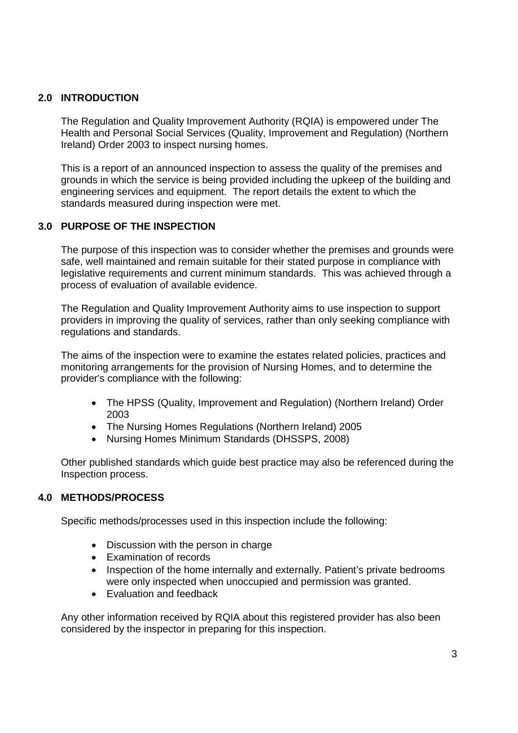## 2.0 INTRODUCTION

The Regulation and Quality Improvement Authority (RQIA) is empowered under The Health and Personal Social Services (Quality, Improvement and Regulation) (Northern Ireland) Order 2003 to inspect nursing homes.

This is a report of an announced inspection to assess the quality of the premises and grounds in which the service is being provided including the upkeep of the building and engineering services and equipment. The report details the extent to which the standards measured during inspection were met.

## 3.0 PURPOSE OF THE INSPECTION

The purpose of this inspection was to consider whether the premises and grounds were safe, well maintained and remain suitable for their stated purpose in compliance with legislative requirements and current minimum standards. This was achieved through a process of evaluation of available evidence.

The Regulation and Quality Improvement Authority aims to use inspection to support providers in improving the quality of services, rather than only seeking compliance with regulations and standards.

The aims of the inspection were to examine the estates related policies, practices and monitoring arrangements for the provision of Nursing Homes, and to determine the provider's compliance with the following:

- The HPSS (Quality, Improvement and Regulation) (Northern Ireland) Order 2003
- The Nursing Homes Regulations (Northern Ireland) 2005
- Nursing Homes Minimum Standards (DHSSPS, 2008)

Other published standards which guide best practice may also be referenced during the Inspection process.

## 4.0 METHODS/PROCESS

Specific methods/processes used in this inspection include the following:

- Discussion with the person in charge
- Examination of records
- Inspection of the home internally and externally. Patient's private bedrooms were only inspected when unoccupied and permission was granted.
- Evaluation and feedback

Any other information received by RQIA about this registered provider has also been considered by the inspector in preparing for this inspection.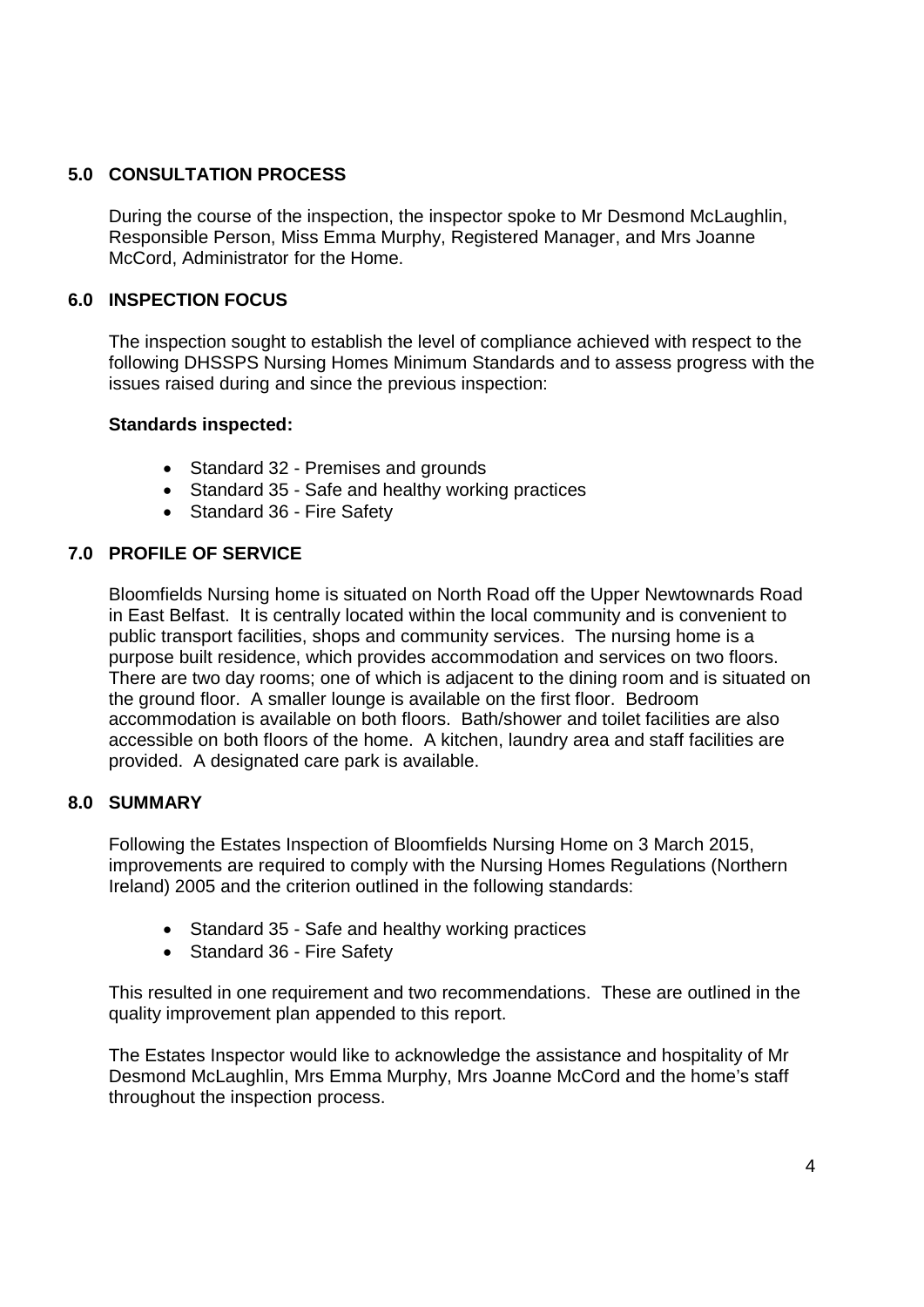## 5.0 CONSULTATION PROCESS

During the course of the inspection, the inspector spoke to Mr Desmond McLaughlin, Responsible Person, Miss Emma Murphy, Registered Manager, and Mrs Joanne McCord, Administrator for the Home.

## 6.0 INSPECTION FOCUS

The inspection sought to establish the level of compliance achieved with respect to the following DHSSPS Nursing Homes Minimum Standards and to assess progress with the issues raised during and since the previous inspection:

**Standards inspected:**

- Standard 32 - Premises and grounds
- Standard 35 - Safe and healthy working practices
- Standard 36 - Fire Safety

## 7.0 PROFILE OF SERVICE

Bloomfields Nursing home is situated on North Road off the Upper Newtownards Road in East Belfast. It is centrally located within the local community and is convenient to public transport facilities, shops and community services. The nursing home is a purpose built residence, which provides accommodation and services on two floors. There are two day rooms; one of which is adjacent to the dining room and is situated on the ground floor. A smaller lounge is available on the first floor. Bedroom accommodation is available on both floors. Bath/shower and toilet facilities are also accessible on both floors of the home. A kitchen, laundry area and staff facilities are provided. A designated care park is available.

## 8.0 SUMMARY

Following the Estates Inspection of Bloomfields Nursing Home on 3 March 2015, improvements are required to comply with the Nursing Homes Regulations (Northern Ireland) 2005 and the criterion outlined in the following standards:

- Standard 35 - Safe and healthy working practices
- Standard 36 - Fire Safety

This resulted in one requirement and two recommendations. These are outlined in the quality improvement plan appended to this report.

The Estates Inspector would like to acknowledge the assistance and hospitality of Mr Desmond McLaughlin, Mrs Emma Murphy, Mrs Joanne McCord and the home's staff throughout the inspection process.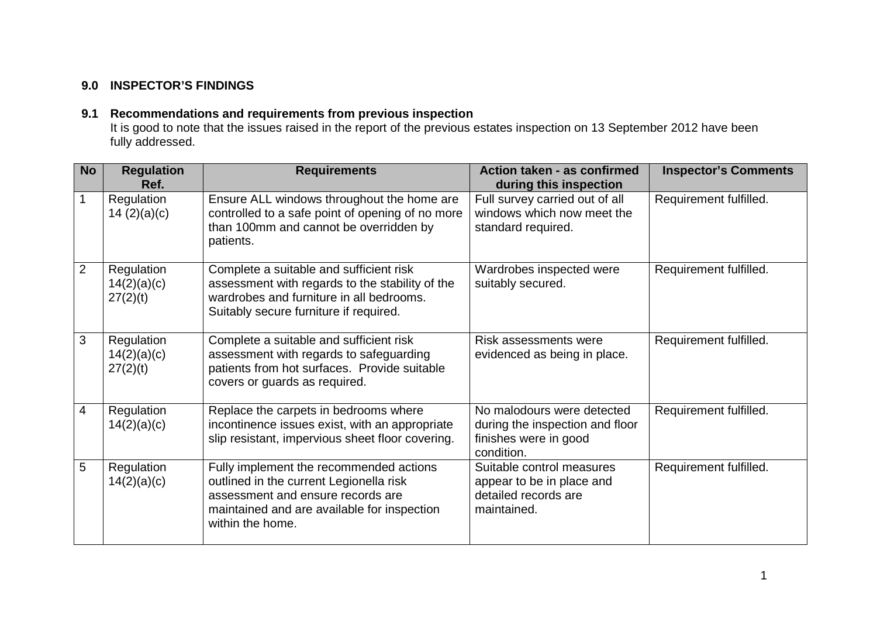## 9.0 INSPECTOR'S FINDINGS

### 9.1 Recommendations and requirements from previous inspection

It is good to note that the issues raised in the report of the previous estates inspection on 13 September 2012 have been fully addressed.

| No | Regulation Ref. | Requirements | Action taken - as confirmed during this inspection | Inspector's Comments |
|---|---|---|---|---|
| 1 | Regulation 14 (2)(a)(c) | Ensure ALL windows throughout the home are controlled to a safe point of opening of no more than 100mm and cannot be overridden by patients. | Full survey carried out of all windows which now meet the standard required. | Requirement fulfilled. |
| 2 | Regulation 14(2)(a)(c) 27(2)(t) | Complete a suitable and sufficient risk assessment with regards to the stability of the wardrobes and furniture in all bedrooms. Suitably secure furniture if required. | Wardrobes inspected were suitably secured. | Requirement fulfilled. |
| 3 | Regulation 14(2)(a)(c) 27(2)(t) | Complete a suitable and sufficient risk assessment with regards to safeguarding patients from hot surfaces. Provide suitable covers or guards as required. | Risk assessments were evidenced as being in place. | Requirement fulfilled. |
| 4 | Regulation 14(2)(a)(c) | Replace the carpets in bedrooms where incontinence issues exist, with an appropriate slip resistant, impervious sheet floor covering. | No malodours were detected during the inspection and floor finishes were in good condition. | Requirement fulfilled. |
| 5 | Regulation 14(2)(a)(c) | Fully implement the recommended actions outlined in the current Legionella risk assessment and ensure records are maintained and are available for inspection within the home. | Suitable control measures appear to be in place and detailed records are maintained. | Requirement fulfilled. |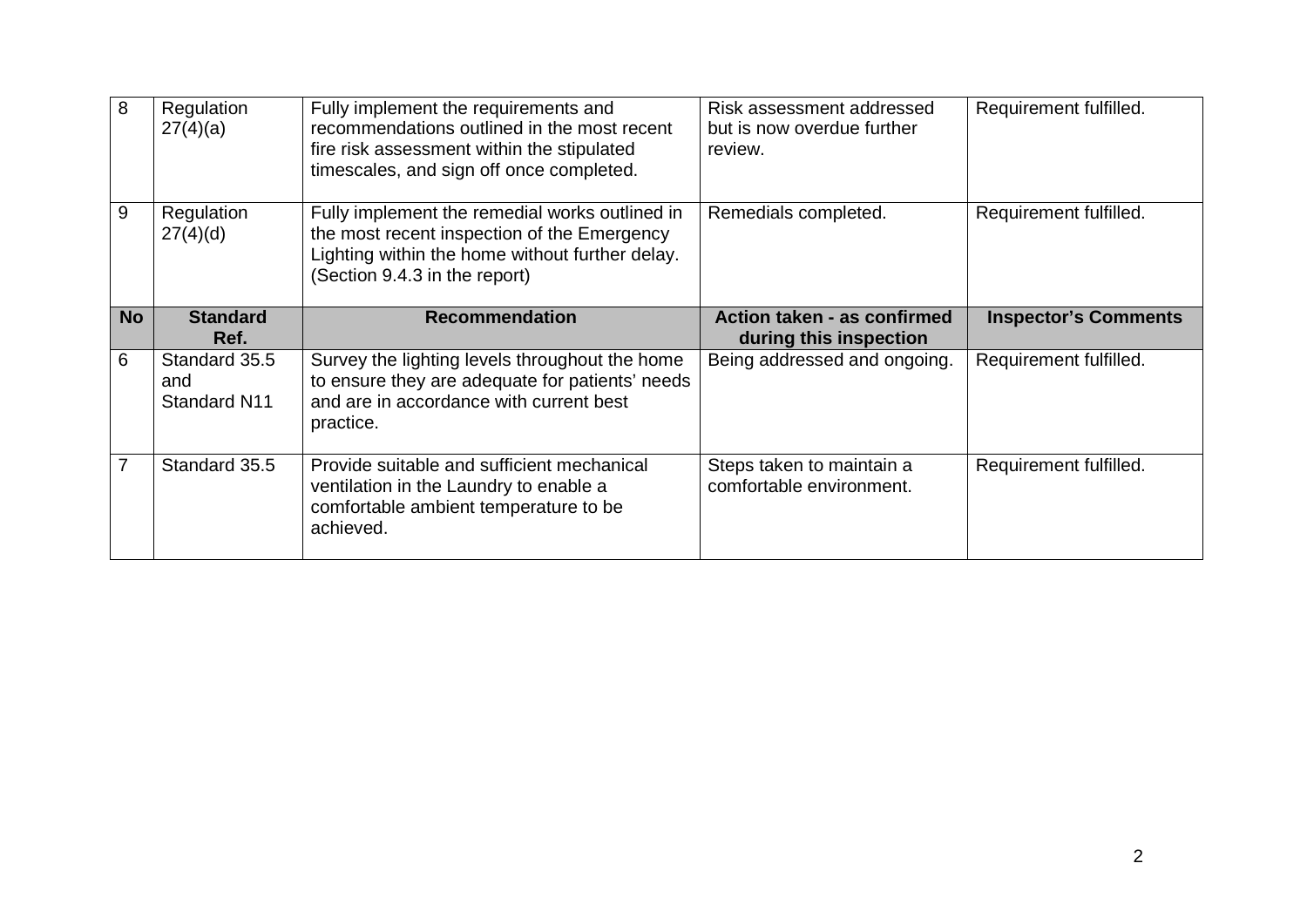| 8 | Regulation 27(4)(a) | Fully implement the requirements and recommendations outlined in the most recent fire risk assessment within the stipulated timescales, and sign off once completed. | Risk assessment addressed but is now overdue further review. | Requirement fulfilled. |
|---|---|---|---|---|
| 9 | Regulation 27(4)(d) | Fully implement the remedial works outlined in the most recent inspection of the Emergency Lighting within the home without further delay. (Section 9.4.3 in the report) | Remedials completed. | Requirement fulfilled. |
| **No** | **Standard Ref.** | **Recommendation** | **Action taken - as confirmed during this inspection** | **Inspector's Comments** |
| 6 | Standard 35.5 and Standard N11 | Survey the lighting levels throughout the home to ensure they are adequate for patients' needs and are in accordance with current best practice. | Being addressed and ongoing. | Requirement fulfilled. |
| 7 | Standard 35.5 | Provide suitable and sufficient mechanical ventilation in the Laundry to enable a comfortable ambient temperature to be achieved. | Steps taken to maintain a comfortable environment. | Requirement fulfilled. |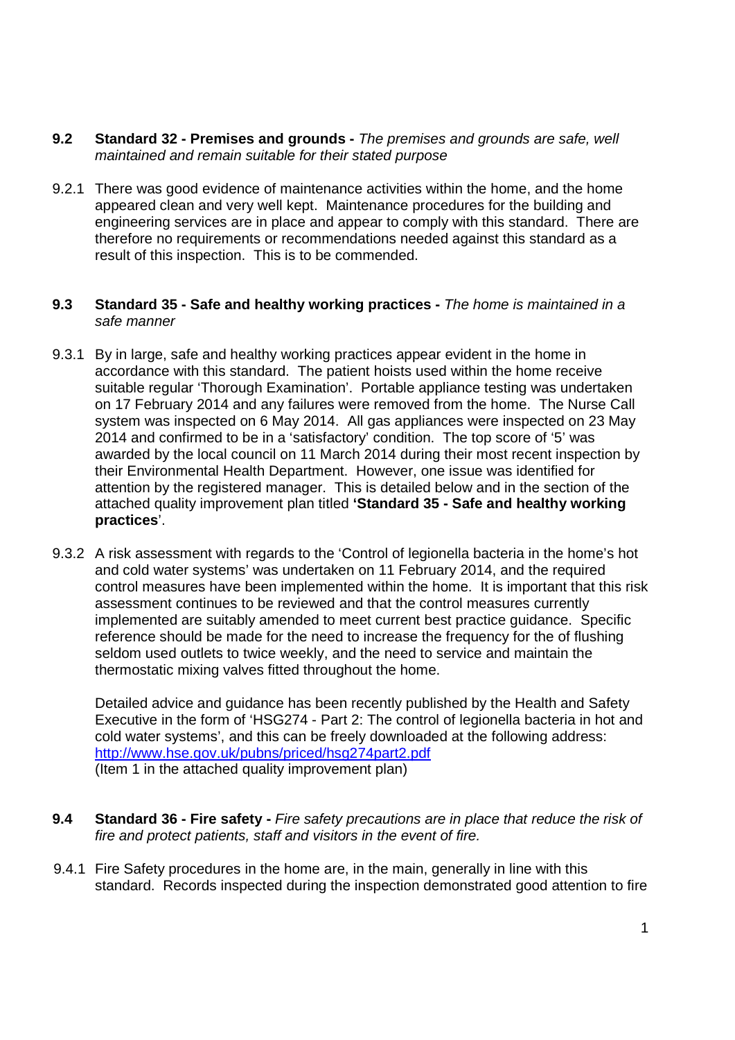**9.2 Standard 32 - Premises and grounds -** *The premises and grounds are safe, well maintained and remain suitable for their stated purpose*

9.2.1 There was good evidence of maintenance activities within the home, and the home appeared clean and very well kept. Maintenance procedures for the building and engineering services are in place and appear to comply with this standard. There are therefore no requirements or recommendations needed against this standard as a result of this inspection. This is to be commended.

**9.3 Standard 35 - Safe and healthy working practices -** *The home is maintained in a safe manner*

9.3.1 By in large, safe and healthy working practices appear evident in the home in accordance with this standard. The patient hoists used within the home receive suitable regular 'Thorough Examination'. Portable appliance testing was undertaken on 17 February 2014 and any failures were removed from the home. The Nurse Call system was inspected on 6 May 2014. All gas appliances were inspected on 23 May 2014 and confirmed to be in a 'satisfactory' condition. The top score of '5' was awarded by the local council on 11 March 2014 during their most recent inspection by their Environmental Health Department. However, one issue was identified for attention by the registered manager. This is detailed below and in the section of the attached quality improvement plan titled **'Standard 35 - Safe and healthy working practices**'.

9.3.2 A risk assessment with regards to the 'Control of legionella bacteria in the home's hot and cold water systems' was undertaken on 11 February 2014, and the required control measures have been implemented within the home. It is important that this risk assessment continues to be reviewed and that the control measures currently implemented are suitably amended to meet current best practice guidance. Specific reference should be made for the need to increase the frequency for the of flushing seldom used outlets to twice weekly, and the need to service and maintain the thermostatic mixing valves fitted throughout the home.

Detailed advice and guidance has been recently published by the Health and Safety Executive in the form of 'HSG274 - Part 2: The control of legionella bacteria in hot and cold water systems', and this can be freely downloaded at the following address: [http://www.hse.gov.uk/pubns/priced/hsg274part2.pdf](http://www.hse.gov.uk/pubns/priced/hsg274part2.pdf)
(Item 1 in the attached quality improvement plan)

**9.4 Standard 36 - Fire safety -** *Fire safety precautions are in place that reduce the risk of fire and protect patients, staff and visitors in the event of fire.*

9.4.1 Fire Safety procedures in the home are, in the main, generally in line with this standard. Records inspected during the inspection demonstrated good attention to fire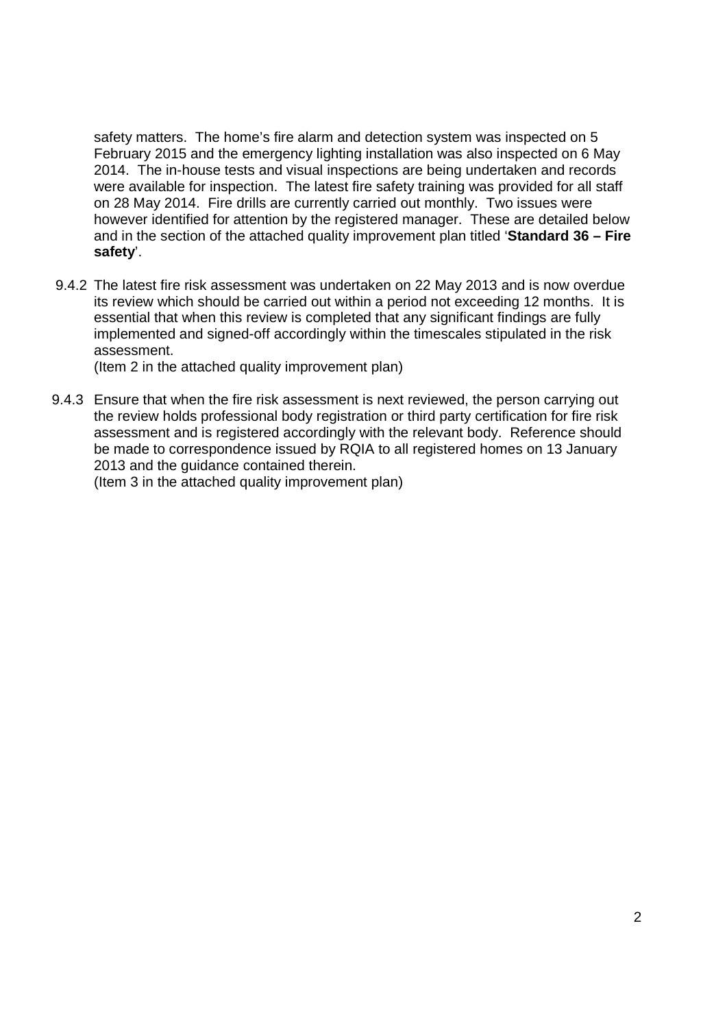safety matters. The home's fire alarm and detection system was inspected on 5 February 2015 and the emergency lighting installation was also inspected on 6 May 2014. The in-house tests and visual inspections are being undertaken and records were available for inspection. The latest fire safety training was provided for all staff on 28 May 2014. Fire drills are currently carried out monthly. Two issues were however identified for attention by the registered manager. These are detailed below and in the section of the attached quality improvement plan titled '**Standard 36 – Fire safety**'.

9.4.2 The latest fire risk assessment was undertaken on 22 May 2013 and is now overdue its review which should be carried out within a period not exceeding 12 months. It is essential that when this review is completed that any significant findings are fully implemented and signed-off accordingly within the timescales stipulated in the risk assessment.
(Item 2 in the attached quality improvement plan)

9.4.3 Ensure that when the fire risk assessment is next reviewed, the person carrying out the review holds professional body registration or third party certification for fire risk assessment and is registered accordingly with the relevant body. Reference should be made to correspondence issued by RQIA to all registered homes on 13 January 2013 and the guidance contained therein.
(Item 3 in the attached quality improvement plan)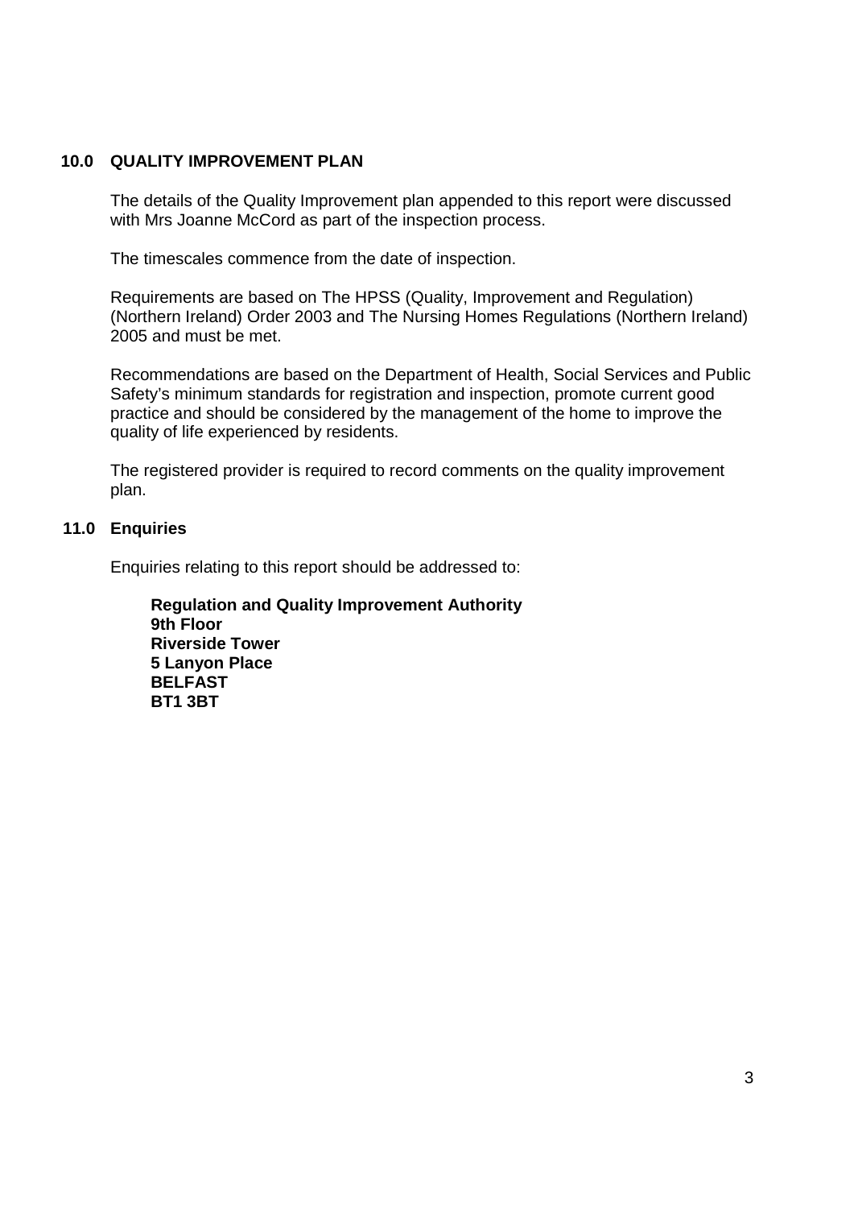## 10.0 QUALITY IMPROVEMENT PLAN

The details of the Quality Improvement plan appended to this report were discussed with Mrs Joanne McCord as part of the inspection process.

The timescales commence from the date of inspection.

Requirements are based on The HPSS (Quality, Improvement and Regulation) (Northern Ireland) Order 2003 and The Nursing Homes Regulations (Northern Ireland) 2005 and must be met.

Recommendations are based on the Department of Health, Social Services and Public Safety's minimum standards for registration and inspection, promote current good practice and should be considered by the management of the home to improve the quality of life experienced by residents.

The registered provider is required to record comments on the quality improvement plan.

## 11.0 Enquiries

Enquiries relating to this report should be addressed to:

**Regulation and Quality Improvement Authority**
**9th Floor**
**Riverside Tower**
**5 Lanyon Place**
**BELFAST**
**BT1 3BT**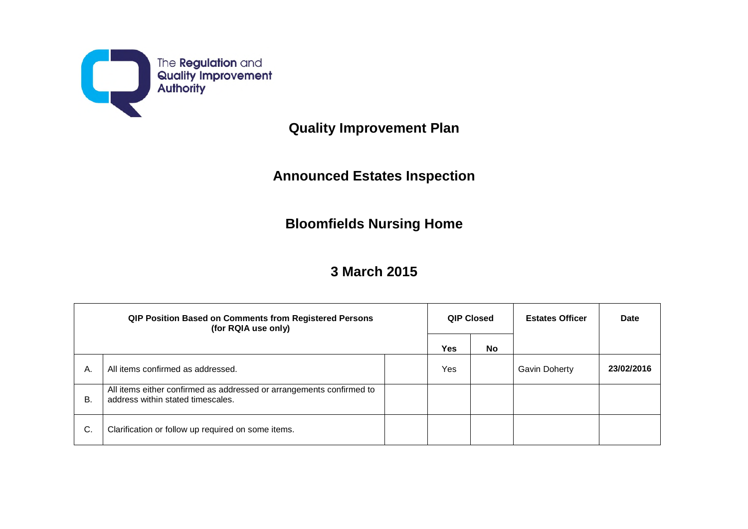The Regulation and Quality Improvement Authority

# Quality Improvement Plan

## Announced Estates Inspection

## Bloomfields Nursing Home

## 3 March 2015

| QIP Position Based on Comments from Registered Persons (for RQIA use only) | | | QIP Closed | | Estates Officer | Date |
|---|---|---|---|---|---|---|
| | | | **Yes** | **No** | | |
| A. | All items confirmed as addressed. | | Yes | | Gavin Doherty | **23/02/2016** |
| B. | All items either confirmed as addressed or arrangements confirmed to address within stated timescales. | | | | | |
| C. | Clarification or follow up required on some items. | | | | | |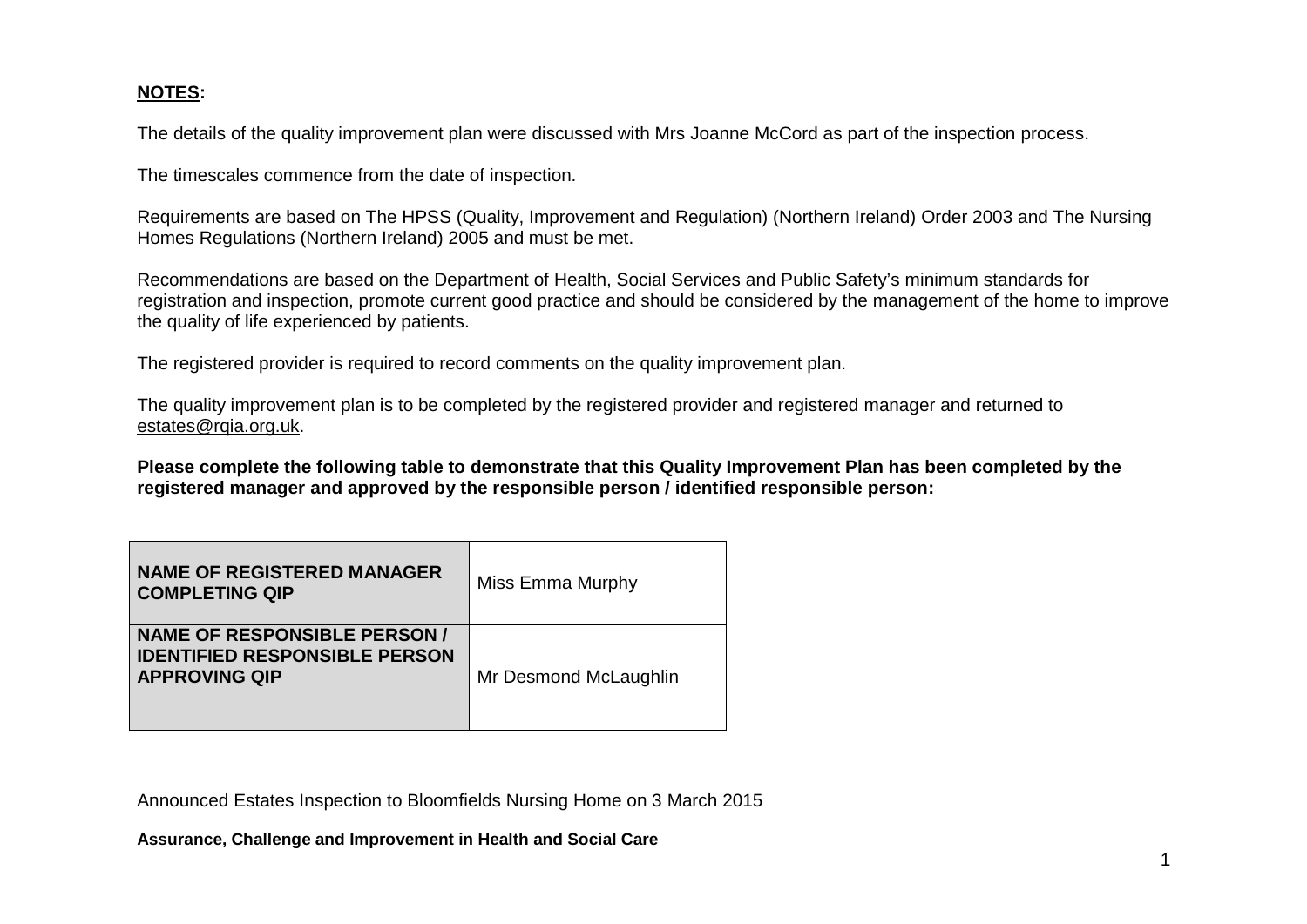**<u>NOTES</u>:**

The details of the quality improvement plan were discussed with Mrs Joanne McCord as part of the inspection process.

The timescales commence from the date of inspection.

Requirements are based on The HPSS (Quality, Improvement and Regulation) (Northern Ireland) Order 2003 and The Nursing Homes Regulations (Northern Ireland) 2005 and must be met.

Recommendations are based on the Department of Health, Social Services and Public Safety's minimum standards for registration and inspection, promote current good practice and should be considered by the management of the home to improve the quality of life experienced by patients.

The registered provider is required to record comments on the quality improvement plan.

The quality improvement plan is to be completed by the registered provider and registered manager and returned to estates@rqia.org.uk.

**Please complete the following table to demonstrate that this Quality Improvement Plan has been completed by the registered manager and approved by the responsible person / identified responsible person:**

| | |
|---|---|
| **NAME OF REGISTERED MANAGER COMPLETING QIP** | Miss Emma Murphy |
| **NAME OF RESPONSIBLE PERSON / IDENTIFIED RESPONSIBLE PERSON APPROVING QIP** | Mr Desmond McLaughlin |

Announced Estates Inspection to Bloomfields Nursing Home on 3 March 2015

**Assurance, Challenge and Improvement in Health and Social Care**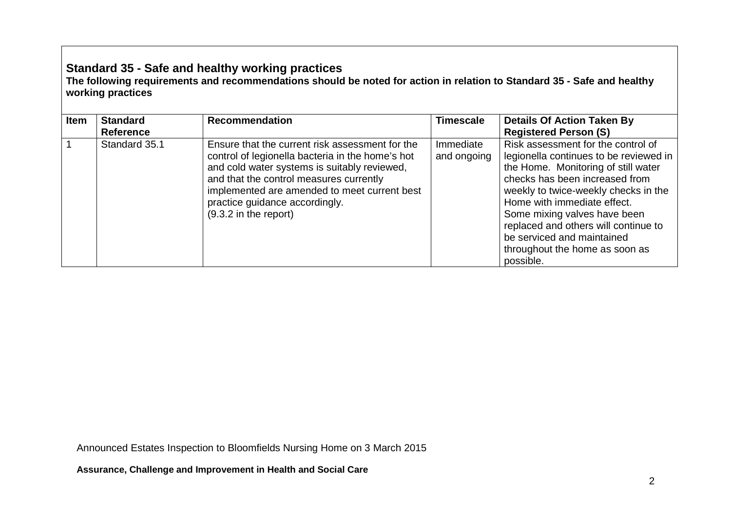## Standard 35 - Safe and healthy working practices

**The following requirements and recommendations should be noted for action in relation to Standard 35 - Safe and healthy working practices**

| Item | Standard Reference | Recommendation | Timescale | Details Of Action Taken By Registered Person (S) |
|---|---|---|---|---|
| 1 | Standard 35.1 | Ensure that the current risk assessment for the control of legionella bacteria in the home's hot and cold water systems is suitably reviewed, and that the control measures currently implemented are amended to meet current best practice guidance accordingly. (9.3.2 in the report) | Immediate and ongoing | Risk assessment for the control of legionella continues to be reviewed in the Home. Monitoring of still water checks has been increased from weekly to twice-weekly checks in the Home with immediate effect. Some mixing valves have been replaced and others will continue to be serviced and maintained throughout the home as soon as possible. |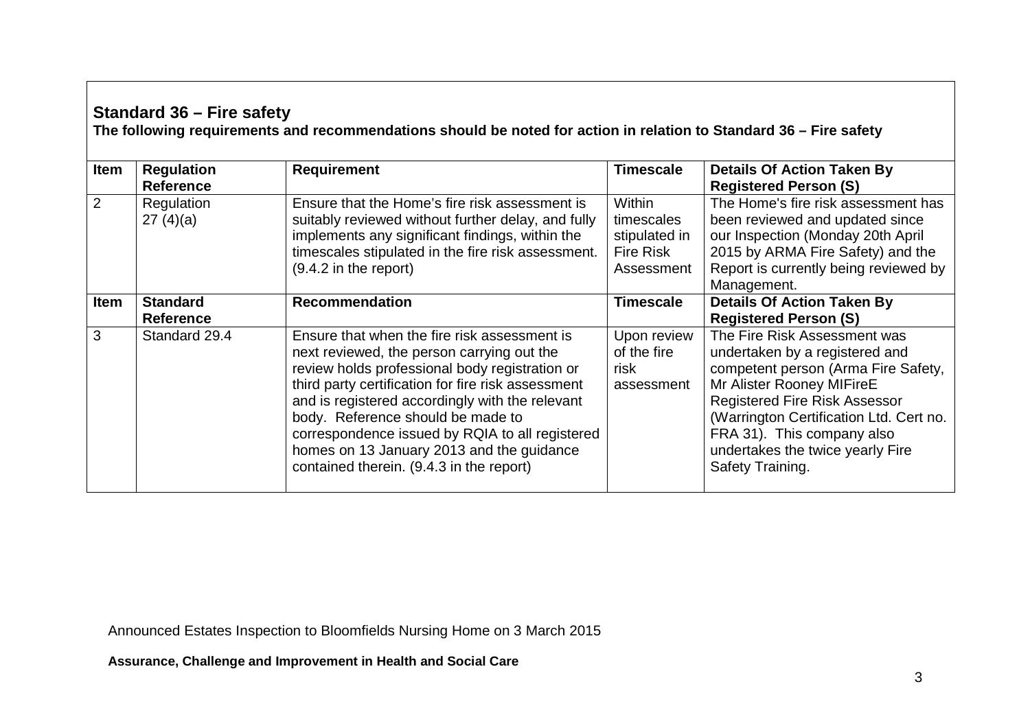**Standard 36 – Fire safety**

**The following requirements and recommendations should be noted for action in relation to Standard 36 – Fire safety**

| **Item** | **Regulation Reference** | **Requirement** | **Timescale** | **Details Of Action Taken By Registered Person (S)** |
|---|---|---|---|---|
| 2 | Regulation 27 (4)(a) | Ensure that the Home's fire risk assessment is suitably reviewed without further delay, and fully implements any significant findings, within the timescales stipulated in the fire risk assessment. (9.4.2 in the report) | Within timescales stipulated in Fire Risk Assessment | The Home's fire risk assessment has been reviewed and updated since our Inspection (Monday 20th April 2015 by ARMA Fire Safety) and the Report is currently being reviewed by Management. |
| **Item** | **Standard Reference** | **Recommendation** | **Timescale** | **Details Of Action Taken By Registered Person (S)** |
| 3 | Standard 29.4 | Ensure that when the fire risk assessment is next reviewed, the person carrying out the review holds professional body registration or third party certification for fire risk assessment and is registered accordingly with the relevant body. Reference should be made to correspondence issued by RQIA to all registered homes on 13 January 2013 and the guidance contained therein. (9.4.3 in the report) | Upon review of the fire risk assessment | The Fire Risk Assessment was undertaken by a registered and competent person (Arma Fire Safety, Mr Alister Rooney MIFireE Registered Fire Risk Assessor (Warrington Certification Ltd. Cert no. FRA 31). This company also undertakes the twice yearly Fire Safety Training. |